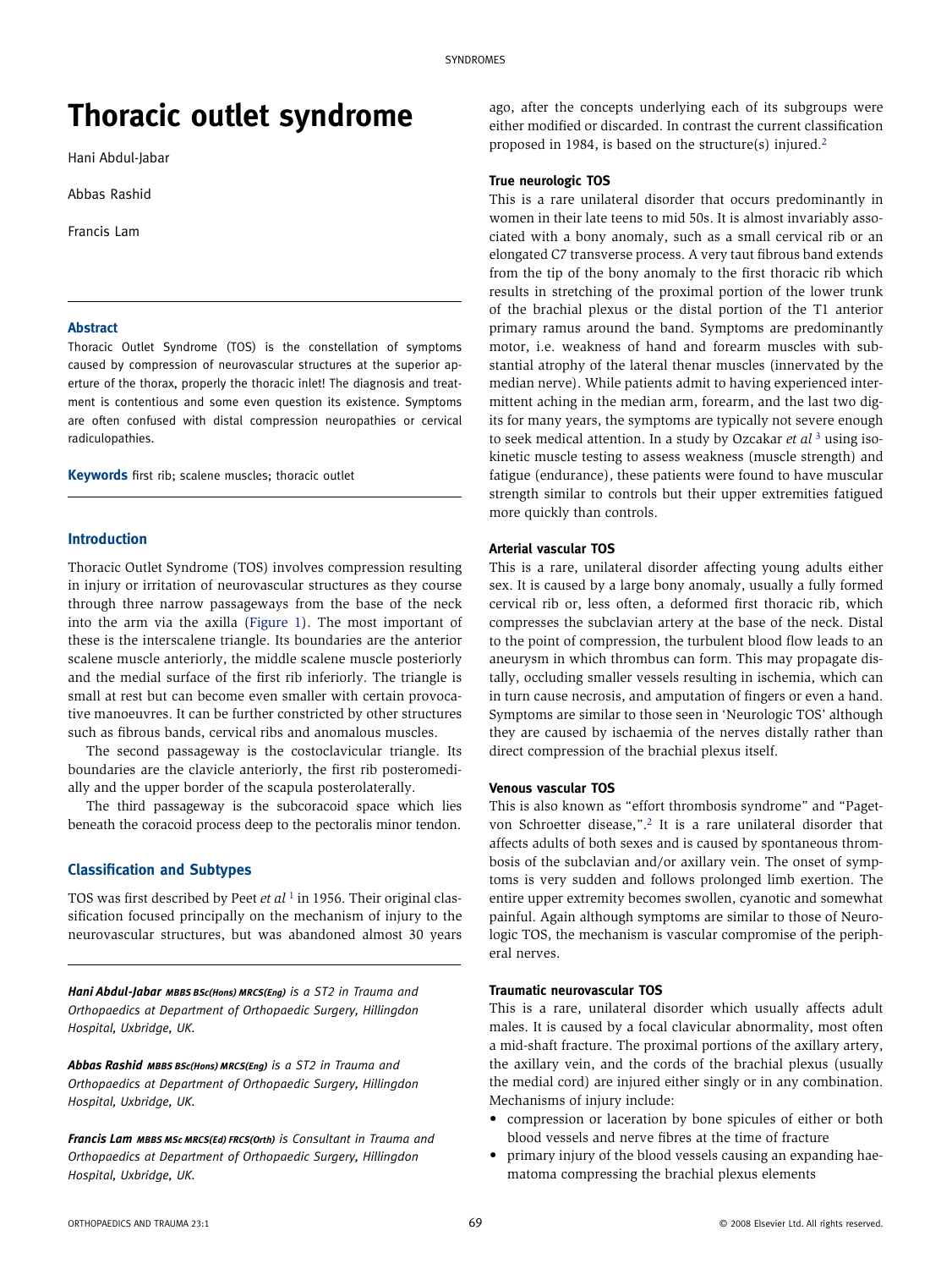# Thoracic outlet syndrome

Hani Abdul-Jabar

Abbas Rashid

Francis Lam

### Abstract

Thoracic Outlet Syndrome (TOS) is the constellation of symptoms caused by compression of neurovascular structures at the superior aperture of the thorax, properly the thoracic inlet! The diagnosis and treatment is contentious and some even question its existence. Symptoms are often confused with distal compression neuropathies or cervical radiculopathies.

**Keywords** first rib; scalene muscles; thoracic outlet

## Introduction

Thoracic Outlet Syndrome (TOS) involves compression resulting in injury or irritation of neurovascular structures as they course through three narrow passageways from the base of the neck into the arm via the axilla (Figure 1). The most important of these is the interscalene triangle. Its boundaries are the anterior scalene muscle anteriorly, the middle scalene muscle posteriorly and the medial surface of the first rib inferiorly. The triangle is small at rest but can become even smaller with certain provocative manoeuvres. It can be further constricted by other structures such as fibrous bands, cervical ribs and anomalous muscles.

The second passageway is the costoclavicular triangle. Its boundaries are the clavicle anteriorly, the first rib posteromedially and the upper border of the scapula posterolaterally.

The third passageway is the subcoracoid space which lies beneath the coracoid process deep to the pectoralis minor tendon.

## Classification and Subtypes

TOS was first described by Peet *et al* [1] in 1956. Their original classification focused principally on the mechanism of injury to the neurovascular structures, but was abandoned almost 30 years ago, after the concepts underlying each of its subgroups were either modified or discarded. In contrast the current classification proposed in 1984, is based on the structure(s) injured.[2]

### True neurologic TOS

This is a rare unilateral disorder that occurs predominantly in women in their late teens to mid 50s. It is almost invariably associated with a bony anomaly, such as a small cervical rib or an elongated C7 transverse process. A very taut fibrous band extends from the tip of the bony anomaly to the first thoracic rib which results in stretching of the proximal portion of the lower trunk of the brachial plexus or the distal portion of the T1 anterior primary ramus around the band. Symptoms are predominantly motor, i.e. weakness of hand and forearm muscles with substantial atrophy of the lateral thenar muscles (innervated by the median nerve). While patients admit to having experienced intermittent aching in the median arm, forearm, and the last two digits for many years, the symptoms are typically not severe enough to seek medical attention. In a study by Ozcakar *et al* [3] using isokinetic muscle testing to assess weakness (muscle strength) and fatigue (endurance), these patients were found to have muscular strength similar to controls but their upper extremities fatigued more quickly than controls.

### Arterial vascular TOS

This is a rare, unilateral disorder affecting young adults either sex. It is caused by a large bony anomaly, usually a fully formed cervical rib or, less often, a deformed first thoracic rib, which compresses the subclavian artery at the base of the neck. Distal to the point of compression, the turbulent blood flow leads to an aneurysm in which thrombus can form. This may propagate distally, occluding smaller vessels resulting in ischemia, which can in turn cause necrosis, and amputation of fingers or even a hand. Symptoms are similar to those seen in 'Neurologic TOS' although they are caused by ischaemia of the nerves distally rather than direct compression of the brachial plexus itself.

### Venous vascular TOS

This is also known as "effort thrombosis syndrome" and "Paget-von Schroetter disease,".[2] It is a rare unilateral disorder that affects adults of both sexes and is caused by spontaneous thrombosis of the subclavian and/or axillary vein. The onset of symptoms is very sudden and follows prolonged limb exertion. The entire upper extremity becomes swollen, cyanotic and somewhat painful. Again although symptoms are similar to those of Neurologic TOS, the mechanism is vascular compromise of the peripheral nerves.

### Traumatic neurovascular TOS

This is a rare, unilateral disorder which usually affects adult males. It is caused by a focal clavicular abnormality, most often a mid-shaft fracture. The proximal portions of the axillary artery, the axillary vein, and the cords of the brachial plexus (usually the medial cord) are injured either singly or in any combination. Mechanisms of injury include:

- compression or laceration by bone spicules of either or both blood vessels and nerve fibres at the time of fracture
- primary injury of the blood vessels causing an expanding haematoma compressing the brachial plexus elements

***Hani Abdul-Jabar*** MBBS BSc(Hons) MRCS(Eng) *is a ST2 in Trauma and Orthopaedics at Department of Orthopaedic Surgery, Hillingdon Hospital, Uxbridge, UK.*

***Abbas Rashid*** MBBS BSc(Hons) MRCS(Eng) *is a ST2 in Trauma and Orthopaedics at Department of Orthopaedic Surgery, Hillingdon Hospital, Uxbridge, UK.*

***Francis Lam*** MBBS MSc MRCS(Ed) FRCS(Orth) *is Consultant in Trauma and Orthopaedics at Department of Orthopaedic Surgery, Hillingdon Hospital, Uxbridge, UK.*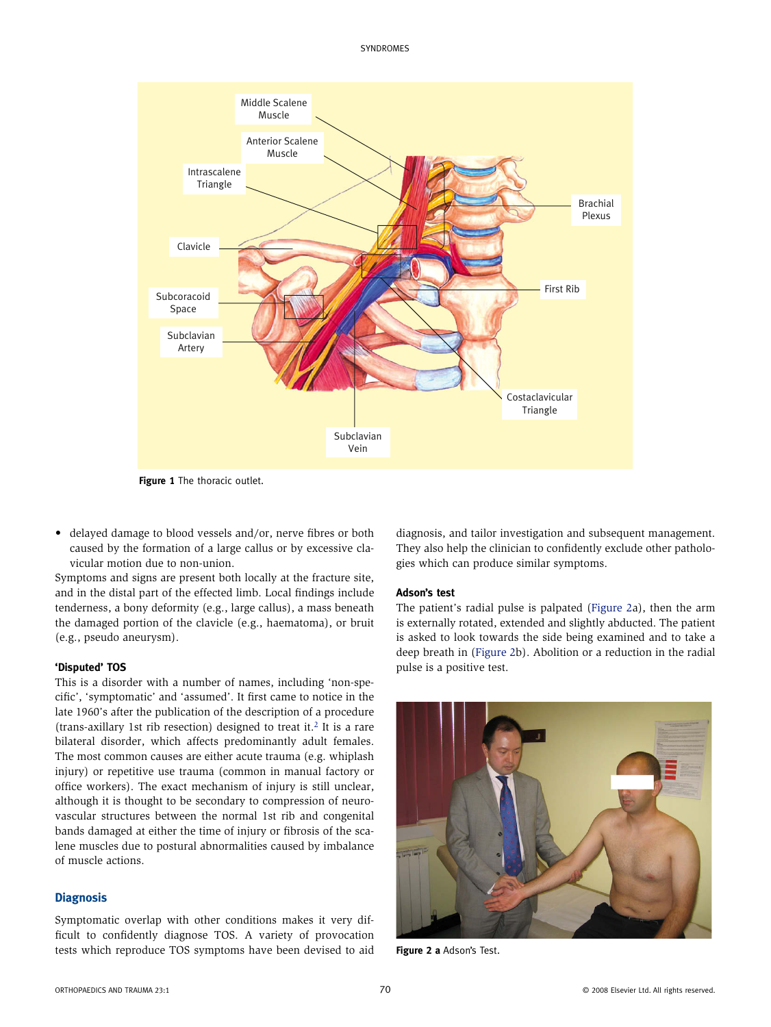Figure 1 The thoracic outlet.

- delayed damage to blood vessels and/or, nerve fibres or both caused by the formation of a large callus or by excessive clavicular motion due to non-union.

Symptoms and signs are present both locally at the fracture site, and in the distal part of the effected limb. Local findings include tenderness, a bony deformity (e.g., large callus), a mass beneath the damaged portion of the clavicle (e.g., haematoma), or bruit (e.g., pseudo aneurysm).

#### 'Disputed' TOS

This is a disorder with a number of names, including 'non-specific', 'symptomatic' and 'assumed'. It first came to notice in the late 1960's after the publication of the description of a procedure (trans-axillary 1st rib resection) designed to treat it.[2] It is a rare bilateral disorder, which affects predominantly adult females. The most common causes are either acute trauma (e.g. whiplash injury) or repetitive use trauma (common in manual factory or office workers). The exact mechanism of injury is still unclear, although it is thought to be secondary to compression of neurovascular structures between the normal 1st rib and congenital bands damaged at either the time of injury or fibrosis of the scalene muscles due to postural abnormalities caused by imbalance of muscle actions.

## Diagnosis

Symptomatic overlap with other conditions makes it very difficult to confidently diagnose TOS. A variety of provocation tests which reproduce TOS symptoms have been devised to aid diagnosis, and tailor investigation and subsequent management. They also help the clinician to confidently exclude other pathologies which can produce similar symptoms.

#### Adson's test

The patient's radial pulse is palpated (Figure 2a), then the arm is externally rotated, extended and slightly abducted. The patient is asked to look towards the side being examined and to take a deep breath in (Figure 2b). Abolition or a reduction in the radial pulse is a positive test.

Figure 2 a Adson's Test.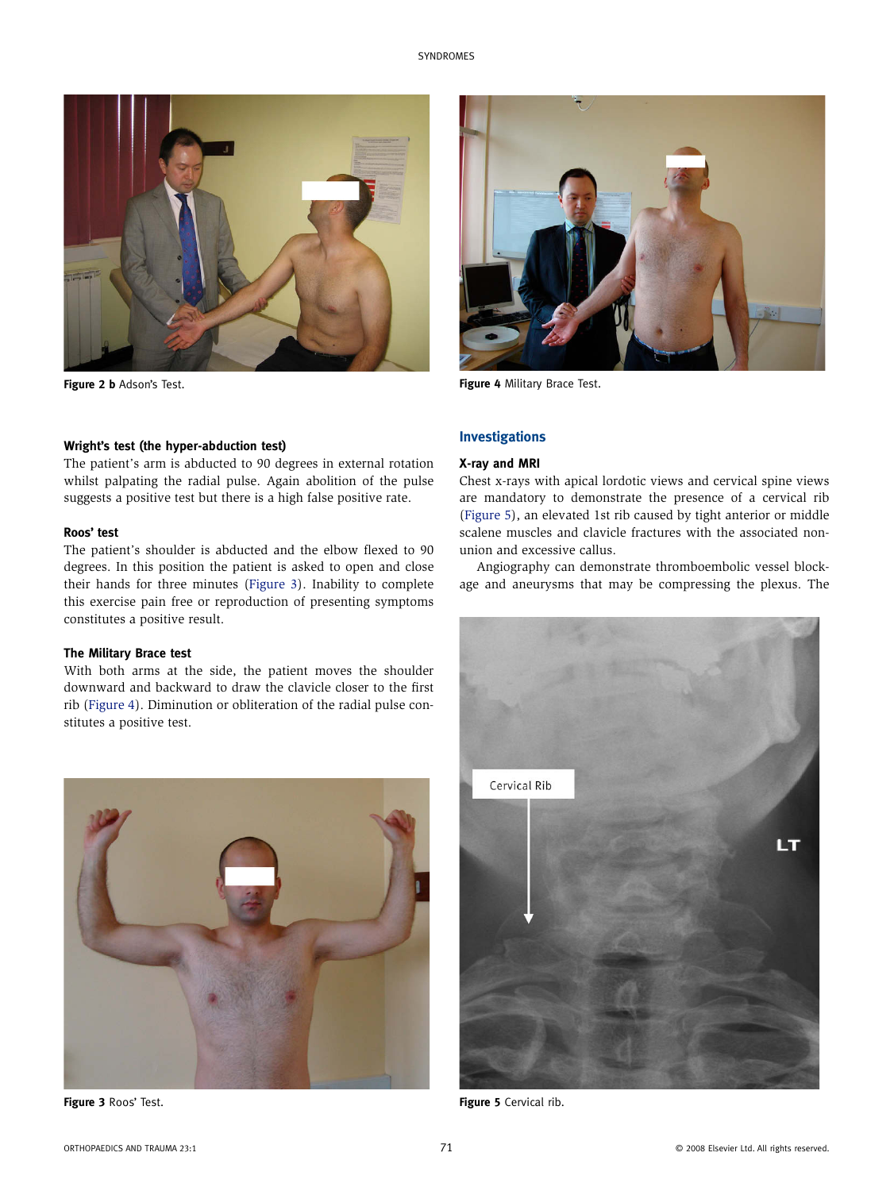Figure 2 b Adson's Test.

Figure 4 Military Brace Test.

### Wright's test (the hyper-abduction test)

The patient's arm is abducted to 90 degrees in external rotation whilst palpating the radial pulse. Again abolition of the pulse suggests a positive test but there is a high false positive rate.

### Roos' test

The patient's shoulder is abducted and the elbow flexed to 90 degrees. In this position the patient is asked to open and close their hands for three minutes (Figure 3). Inability to complete this exercise pain free or reproduction of presenting symptoms constitutes a positive result.

### The Military Brace test

With both arms at the side, the patient moves the shoulder downward and backward to draw the clavicle closer to the first rib (Figure 4). Diminution or obliteration of the radial pulse constitutes a positive test.

Figure 3 Roos' Test.

## Investigations

### X-ray and MRI

Chest x-rays with apical lordotic views and cervical spine views are mandatory to demonstrate the presence of a cervical rib (Figure 5), an elevated 1st rib caused by tight anterior or middle scalene muscles and clavicle fractures with the associated non-union and excessive callus.

Angiography can demonstrate thromboembolic vessel blockage and aneurysms that may be compressing the plexus. The

Figure 5 Cervical rib.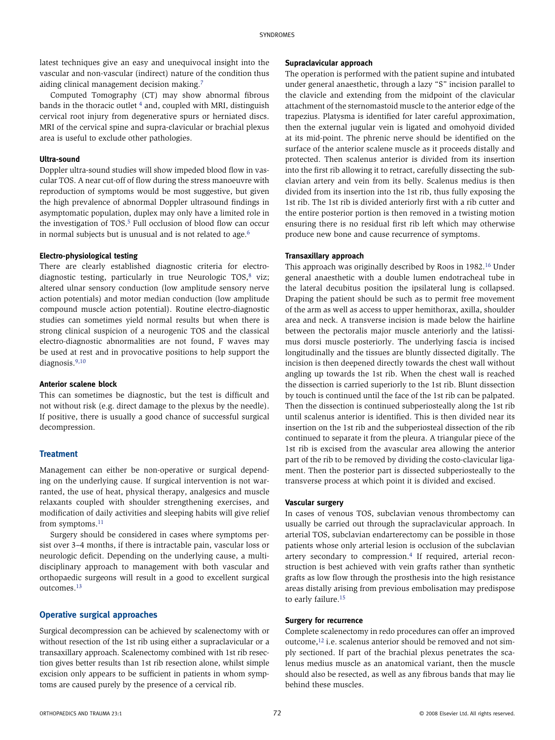latest techniques give an easy and unequivocal insight into the vascular and non-vascular (indirect) nature of the condition thus aiding clinical management decision making.[7]

Computed Tomography (CT) may show abnormal fibrous bands in the thoracic outlet [4] and, coupled with MRI, distinguish cervical root injury from degenerative spurs or herniated discs. MRI of the cervical spine and supra-clavicular or brachial plexus area is useful to exclude other pathologies.

**Ultra-sound**

Doppler ultra-sound studies will show impeded blood flow in vascular TOS. A near cut-off of flow during the stress manoeuvre with reproduction of symptoms would be most suggestive, but given the high prevalence of abnormal Doppler ultrasound findings in asymptomatic population, duplex may only have a limited role in the investigation of TOS.[5] Full occlusion of blood flow can occur in normal subjects but is unusual and is not related to age.[6]

**Electro-physiological testing**

There are clearly established diagnostic criteria for electro-diagnostic testing, particularly in true Neurologic TOS,[8] viz; altered ulnar sensory conduction (low amplitude sensory nerve action potentials) and motor median conduction (low amplitude compound muscle action potential). Routine electro-diagnostic studies can sometimes yield normal results but when there is strong clinical suspicion of a neurogenic TOS and the classical electro-diagnostic abnormalities are not found, F waves may be used at rest and in provocative positions to help support the diagnosis.[9,10]

**Anterior scalene block**

This can sometimes be diagnostic, but the test is difficult and not without risk (e.g. direct damage to the plexus by the needle). If positive, there is usually a good chance of successful surgical decompression.

## Treatment

Management can either be non-operative or surgical depending on the underlying cause. If surgical intervention is not warranted, the use of heat, physical therapy, analgesics and muscle relaxants coupled with shoulder strengthening exercises, and modification of daily activities and sleeping habits will give relief from symptoms.[11]

Surgery should be considered in cases where symptoms persist over 3–4 months, if there is intractable pain, vascular loss or neurologic deficit. Depending on the underlying cause, a multi-disciplinary approach to management with both vascular and orthopaedic surgeons will result in a good to excellent surgical outcomes.[13]

## Operative surgical approaches

Surgical decompression can be achieved by scalenectomy with or without resection of the 1st rib using either a supraclavicular or a transaxillary approach. Scalenectomy combined with 1st rib resection gives better results than 1st rib resection alone, whilst simple excision only appears to be sufficient in patients in whom symptoms are caused purely by the presence of a cervical rib.

**Supraclavicular approach**

The operation is performed with the patient supine and intubated under general anaesthetic, through a lazy "S" incision parallel to the clavicle and extending from the midpoint of the clavicular attachment of the sternomastoid muscle to the anterior edge of the trapezius. Platysma is identified for later careful approximation, then the external jugular vein is ligated and omohyoid divided at its mid-point. The phrenic nerve should be identified on the surface of the anterior scalene muscle as it proceeds distally and protected. Then scalenus anterior is divided from its insertion into the first rib allowing it to retract, carefully dissecting the subclavian artery and vein from its belly. Scalenus medius is then divided from its insertion into the 1st rib, thus fully exposing the 1st rib. The 1st rib is divided anteriorly first with a rib cutter and the entire posterior portion is then removed in a twisting motion ensuring there is no residual first rib left which may otherwise produce new bone and cause recurrence of symptoms.

**Transaxillary approach**

This approach was originally described by Roos in 1982.[16] Under general anaesthetic with a double lumen endotracheal tube in the lateral decubitus position the ipsilateral lung is collapsed. Draping the patient should be such as to permit free movement of the arm as well as access to upper hemithorax, axilla, shoulder area and neck. A transverse incision is made below the hairline between the pectoralis major muscle anteriorly and the latissimus dorsi muscle posteriorly. The underlying fascia is incised longitudinally and the tissues are bluntly dissected digitally. The incision is then deepened directly towards the chest wall without angling up towards the 1st rib. When the chest wall is reached the dissection is carried superiorly to the 1st rib. Blunt dissection by touch is continued until the face of the 1st rib can be palpated. Then the dissection is continued subperiosteally along the 1st rib until scalenus anterior is identified. This is then divided near its insertion on the 1st rib and the subperiosteal dissection of the rib continued to separate it from the pleura. A triangular piece of the 1st rib is excised from the avascular area allowing the anterior part of the rib to be removed by dividing the costo-clavicular ligament. Then the posterior part is dissected subperiosteally to the transverse process at which point it is divided and excised.

**Vascular surgery**

In cases of venous TOS, subclavian venous thrombectomy can usually be carried out through the supraclavicular approach. In arterial TOS, subclavian endarterectomy can be possible in those patients whose only arterial lesion is occlusion of the subclavian artery secondary to compression.[4] If required, arterial reconstruction is best achieved with vein grafts rather than synthetic grafts as low flow through the prosthesis into the high resistance areas distally arising from previous embolisation may predispose to early failure.[15]

**Surgery for recurrence**

Complete scalenectomy in redo procedures can offer an improved outcome,[12] i.e. scalenus anterior should be removed and not simply sectioned. If part of the brachial plexus penetrates the scalenus medius muscle as an anatomical variant, then the muscle should also be resected, as well as any fibrous bands that may lie behind these muscles.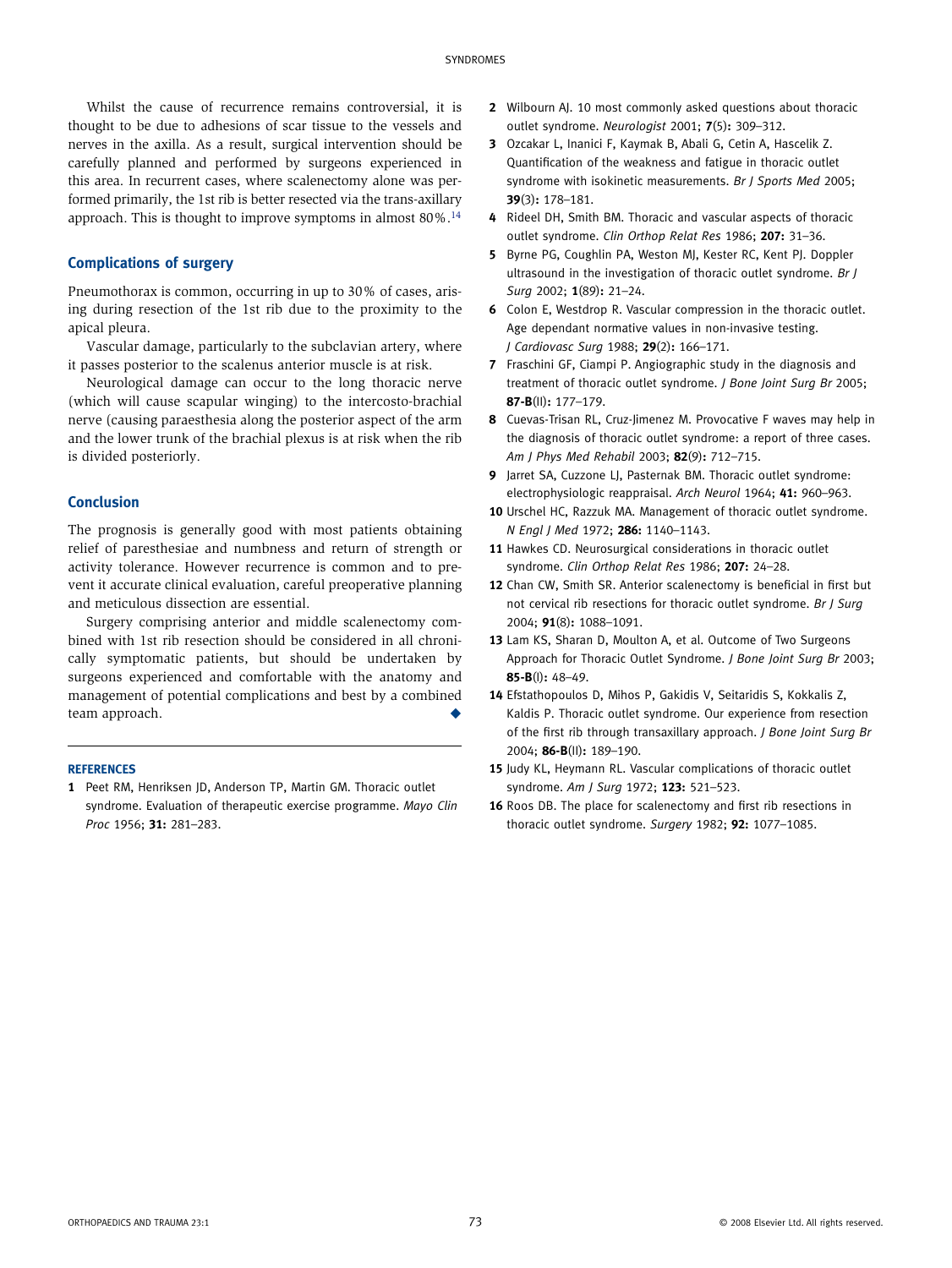Whilst the cause of recurrence remains controversial, it is thought to be due to adhesions of scar tissue to the vessels and nerves in the axilla. As a result, surgical intervention should be carefully planned and performed by surgeons experienced in this area. In recurrent cases, where scalenectomy alone was performed primarily, the 1st rib is better resected via the trans-axillary approach. This is thought to improve symptoms in almost 80%.[14]

## Complications of surgery

Pneumothorax is common, occurring in up to 30% of cases, arising during resection of the 1st rib due to the proximity to the apical pleura.

Vascular damage, particularly to the subclavian artery, where it passes posterior to the scalenus anterior muscle is at risk.

Neurological damage can occur to the long thoracic nerve (which will cause scapular winging) to the intercosto-brachial nerve (causing paraesthesia along the posterior aspect of the arm and the lower trunk of the brachial plexus is at risk when the rib is divided posteriorly.

## Conclusion

The prognosis is generally good with most patients obtaining relief of paresthesiae and numbness and return of strength or activity tolerance. However recurrence is common and to prevent it accurate clinical evaluation, careful preoperative planning and meticulous dissection are essential.

Surgery comprising anterior and middle scalenectomy combined with 1st rib resection should be considered in all chronically symptomatic patients, but should be undertaken by surgeons experienced and comfortable with the anatomy and management of potential complications and best by a combined team approach. ◆

### REFERENCES

1. Peet RM, Henriksen JD, Anderson TP, Martin GM. Thoracic outlet syndrome. Evaluation of therapeutic exercise programme. *Mayo Clin Proc* 1956; **31:** 281–283.
2. Wilbourn AJ. 10 most commonly asked questions about thoracic outlet syndrome. *Neurologist* 2001; **7**(5)**:** 309–312.
3. Ozcakar L, Inanici F, Kaymak B, Abali G, Cetin A, Hascelik Z. Quantification of the weakness and fatigue in thoracic outlet syndrome with isokinetic measurements. *Br J Sports Med* 2005; **39**(3)**:** 178–181.
4. Rideel DH, Smith BM. Thoracic and vascular aspects of thoracic outlet syndrome. *Clin Orthop Relat Res* 1986; **207:** 31–36.
5. Byrne PG, Coughlin PA, Weston MJ, Kester RC, Kent PJ. Doppler ultrasound in the investigation of thoracic outlet syndrome. *Br J Surg* 2002; **1**(89)**:** 21–24.
6. Colon E, Westdrop R. Vascular compression in the thoracic outlet. Age dependant normative values in non-invasive testing. *J Cardiovasc Surg* 1988; **29**(2)**:** 166–171.
7. Fraschini GF, Ciampi P. Angiographic study in the diagnosis and treatment of thoracic outlet syndrome. *J Bone Joint Surg Br* 2005; **87-B**(II)**:** 177–179.
8. Cuevas-Trisan RL, Cruz-Jimenez M. Provocative F waves may help in the diagnosis of thoracic outlet syndrome: a report of three cases. *Am J Phys Med Rehabil* 2003; **82**(9)**:** 712–715.
9. Jarret SA, Cuzzone LJ, Pasternak BM. Thoracic outlet syndrome: electrophysiologic reappraisal. *Arch Neurol* 1964; **41:** 960–963.
10. Urschel HC, Razzuk MA. Management of thoracic outlet syndrome. *N Engl J Med* 1972; **286:** 1140–1143.
11. Hawkes CD. Neurosurgical considerations in thoracic outlet syndrome. *Clin Orthop Relat Res* 1986; **207:** 24–28.
12. Chan CW, Smith SR. Anterior scalenectomy is beneficial in first but not cervical rib resections for thoracic outlet syndrome. *Br J Surg* 2004; **91**(8)**:** 1088–1091.
13. Lam KS, Sharan D, Moulton A, et al. Outcome of Two Surgeons Approach for Thoracic Outlet Syndrome. *J Bone Joint Surg Br* 2003; **85-B**(I)**:** 48–49.
14. Efstathopoulos D, Mihos P, Gakidis V, Seitaridis S, Kokkalis Z, Kaldis P. Thoracic outlet syndrome. Our experience from resection of the first rib through transaxillary approach. *J Bone Joint Surg Br* 2004; **86-B**(II)**:** 189–190.
15. Judy KL, Heymann RL. Vascular complications of thoracic outlet syndrome. *Am J Surg* 1972; **123:** 521–523.
16. Roos DB. The place for scalenectomy and first rib resections in thoracic outlet syndrome. *Surgery* 1982; **92:** 1077–1085.